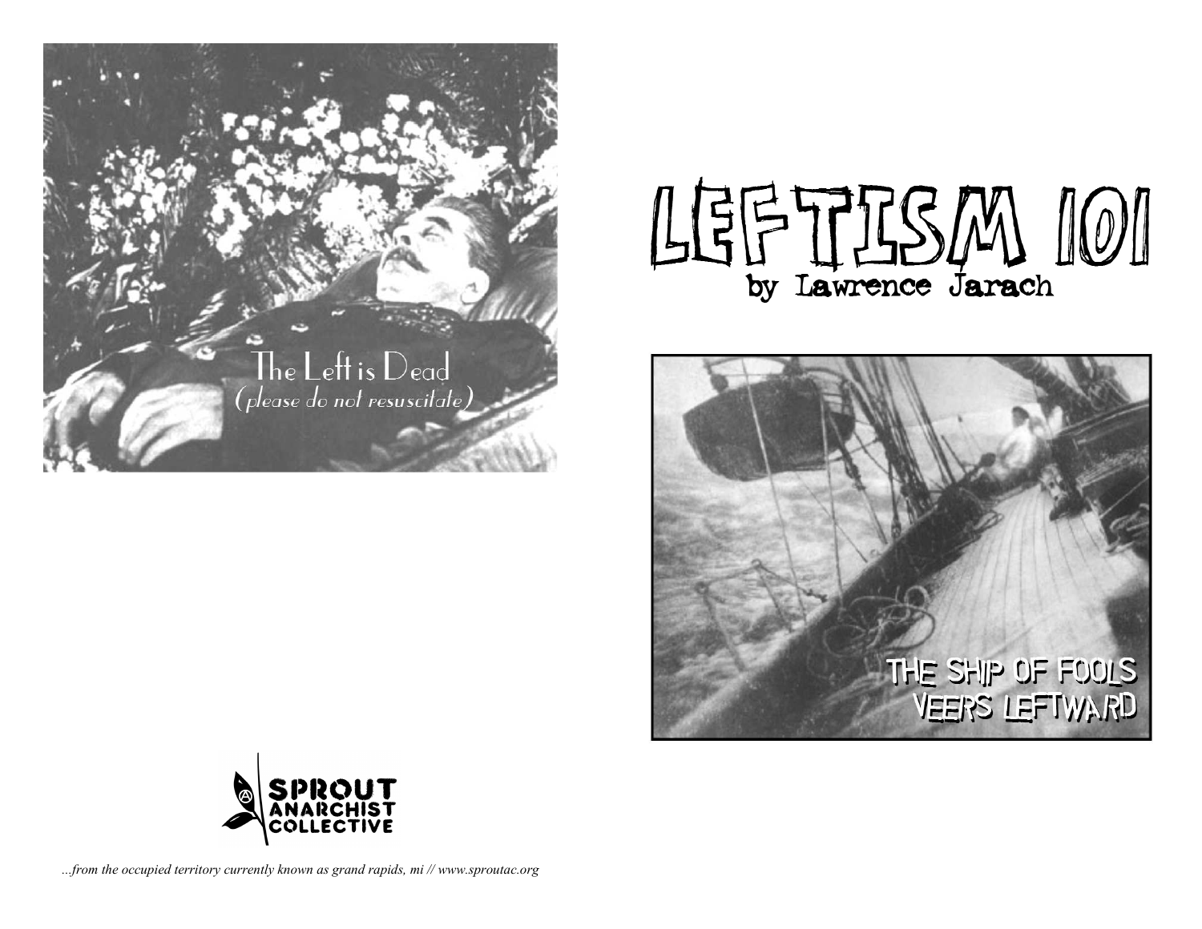The Left is Dead
*(please do not resuscitate)*

SPROUT ANARCHIST COLLECTIVE

*...from the occupied territory currently known as grand rapids, mi // www.sproutac.org*

# LEFTISM 101

by Lawrence Jarach

THE SHIP OF FOOLS VEERS LEFTWARD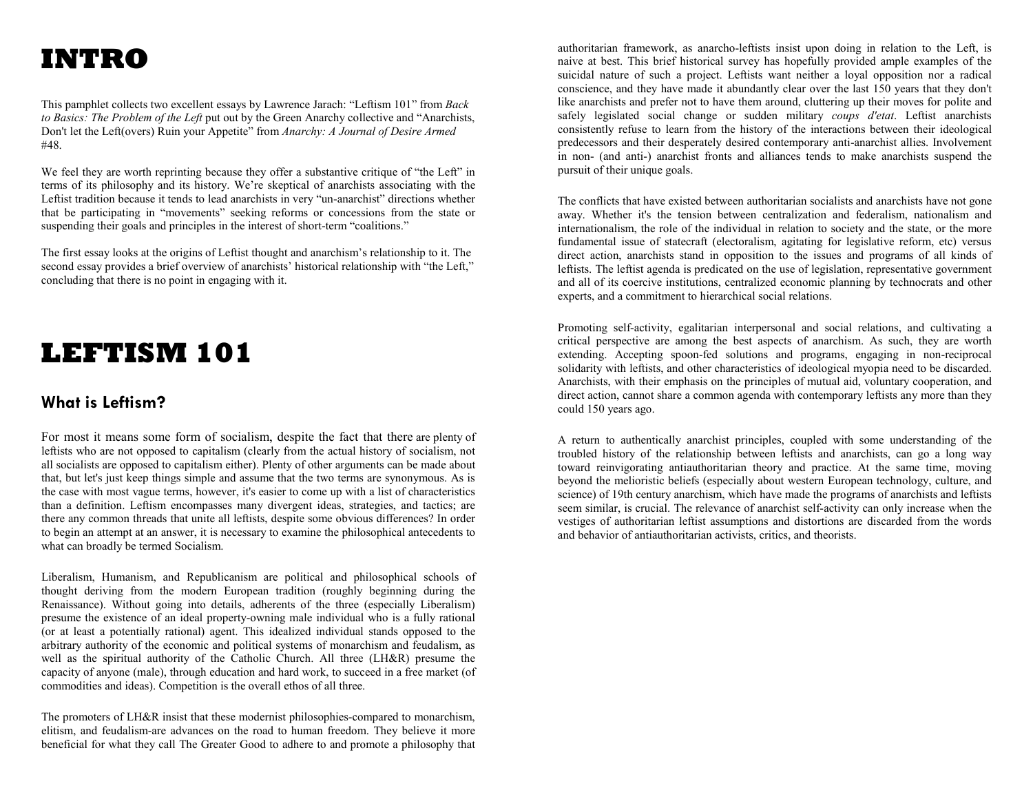# INTRO

This pamphlet collects two excellent essays by Lawrence Jarach: "Leftism 101" from *Back to Basics: The Problem of the Left* put out by the Green Anarchy collective and "Anarchists, Don't let the Left(overs) Ruin your Appetite" from *Anarchy: A Journal of Desire Armed* #48.

We feel they are worth reprinting because they offer a substantive critique of "the Left" in terms of its philosophy and its history. We're skeptical of anarchists associating with the Leftist tradition because it tends to lead anarchists in very "un-anarchist" directions whether that be participating in "movements" seeking reforms or concessions from the state or suspending their goals and principles in the interest of short-term "coalitions."

The first essay looks at the origins of Leftist thought and anarchism's relationship to it. The second essay provides a brief overview of anarchists' historical relationship with "the Left," concluding that there is no point in engaging with it.

# LEFTISM 101

## What is Leftism?

For most it means some form of socialism, despite the fact that there are plenty of leftists who are not opposed to capitalism (clearly from the actual history of socialism, not all socialists are opposed to capitalism either). Plenty of other arguments can be made about that, but let's just keep things simple and assume that the two terms are synonymous. As is the case with most vague terms, however, it's easier to come up with a list of characteristics than a definition. Leftism encompasses many divergent ideas, strategies, and tactics; are there any common threads that unite all leftists, despite some obvious differences? In order to begin an attempt at an answer, it is necessary to examine the philosophical antecedents to what can broadly be termed Socialism.

Liberalism, Humanism, and Republicanism are political and philosophical schools of thought deriving from the modern European tradition (roughly beginning during the Renaissance). Without going into details, adherents of the three (especially Liberalism) presume the existence of an ideal property-owning male individual who is a fully rational (or at least a potentially rational) agent. This idealized individual stands opposed to the arbitrary authority of the economic and political systems of monarchism and feudalism, as well as the spiritual authority of the Catholic Church. All three (LH&R) presume the capacity of anyone (male), through education and hard work, to succeed in a free market (of commodities and ideas). Competition is the overall ethos of all three.

The promoters of LH&R insist that these modernist philosophies-compared to monarchism, elitism, and feudalism-are advances on the road to human freedom. They believe it more beneficial for what they call The Greater Good to adhere to and promote a philosophy that

authoritarian framework, as anarcho-leftists insist upon doing in relation to the Left, is naive at best. This brief historical survey has hopefully provided ample examples of the suicidal nature of such a project. Leftists want neither a loyal opposition nor a radical conscience, and they have made it abundantly clear over the last 150 years that they don't like anarchists and prefer not to have them around, cluttering up their moves for polite and safely legislated social change or sudden military *coups d'etat*. Leftist anarchists consistently refuse to learn from the history of the interactions between their ideological predecessors and their desperately desired contemporary anti-anarchist allies. Involvement in non- (and anti-) anarchist fronts and alliances tends to make anarchists suspend the pursuit of their unique goals.

The conflicts that have existed between authoritarian socialists and anarchists have not gone away. Whether it's the tension between centralization and federalism, nationalism and internationalism, the role of the individual in relation to society and the state, or the more fundamental issue of statecraft (electoralism, agitating for legislative reform, etc) versus direct action, anarchists stand in opposition to the issues and programs of all kinds of leftists. The leftist agenda is predicated on the use of legislation, representative government and all of its coercive institutions, centralized economic planning by technocrats and other experts, and a commitment to hierarchical social relations.

Promoting self-activity, egalitarian interpersonal and social relations, and cultivating a critical perspective are among the best aspects of anarchism. As such, they are worth extending. Accepting spoon-fed solutions and programs, engaging in non-reciprocal solidarity with leftists, and other characteristics of ideological myopia need to be discarded. Anarchists, with their emphasis on the principles of mutual aid, voluntary cooperation, and direct action, cannot share a common agenda with contemporary leftists any more than they could 150 years ago.

A return to authentically anarchist principles, coupled with some understanding of the troubled history of the relationship between leftists and anarchists, can go a long way toward reinvigorating antiauthoritarian theory and practice. At the same time, moving beyond the melioristic beliefs (especially about western European technology, culture, and science) of 19th century anarchism, which have made the programs of anarchists and leftists seem similar, is crucial. The relevance of anarchist self-activity can only increase when the vestiges of authoritarian leftist assumptions and distortions are discarded from the words and behavior of antiauthoritarian activists, critics, and theorists.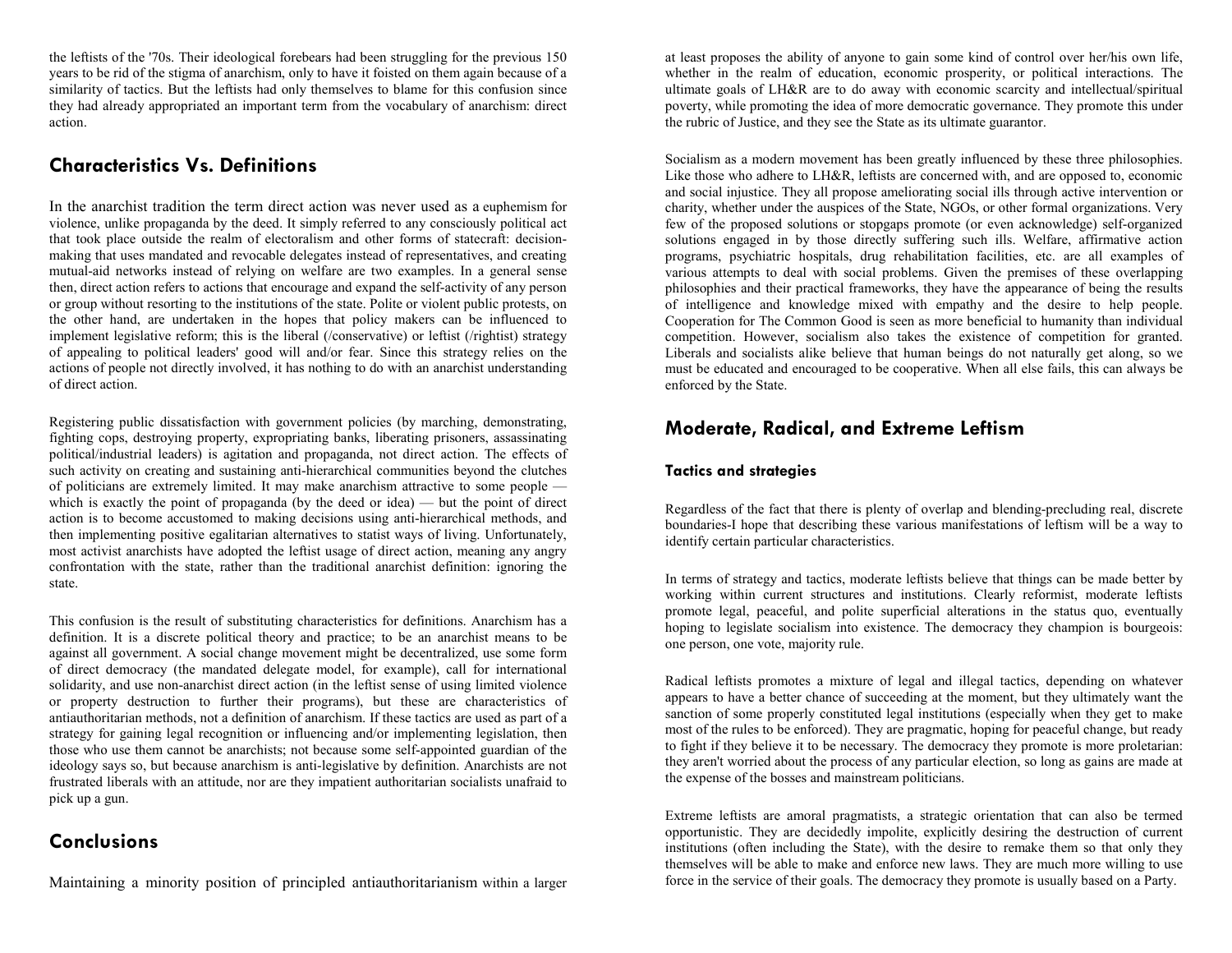the leftists of the '70s. Their ideological forebears had been struggling for the previous 150 years to be rid of the stigma of anarchism, only to have it foisted on them again because of a similarity of tactics. But the leftists had only themselves to blame for this confusion since they had already appropriated an important term from the vocabulary of anarchism: direct action.

## Characteristics Vs. Definitions

In the anarchist tradition the term direct action was never used as a euphemism for violence, unlike propaganda by the deed. It simply referred to any consciously political act that took place outside the realm of electoralism and other forms of statecraft: decision-making that uses mandated and revocable delegates instead of representatives, and creating mutual-aid networks instead of relying on welfare are two examples. In a general sense then, direct action refers to actions that encourage and expand the self-activity of any person or group without resorting to the institutions of the state. Polite or violent public protests, on the other hand, are undertaken in the hopes that policy makers can be influenced to implement legislative reform; this is the liberal (/conservative) or leftist (/rightist) strategy of appealing to political leaders' good will and/or fear. Since this strategy relies on the actions of people not directly involved, it has nothing to do with an anarchist understanding of direct action.

Registering public dissatisfaction with government policies (by marching, demonstrating, fighting cops, destroying property, expropriating banks, liberating prisoners, assassinating political/industrial leaders) is agitation and propaganda, not direct action. The effects of such activity on creating and sustaining anti-hierarchical communities beyond the clutches of politicians are extremely limited. It may make anarchism attractive to some people — which is exactly the point of propaganda (by the deed or idea) — but the point of direct action is to become accustomed to making decisions using anti-hierarchical methods, and then implementing positive egalitarian alternatives to statist ways of living. Unfortunately, most activist anarchists have adopted the leftist usage of direct action, meaning any angry confrontation with the state, rather than the traditional anarchist definition: ignoring the state.

This confusion is the result of substituting characteristics for definitions. Anarchism has a definition. It is a discrete political theory and practice; to be an anarchist means to be against all government. A social change movement might be decentralized, use some form of direct democracy (the mandated delegate model, for example), call for international solidarity, and use non-anarchist direct action (in the leftist sense of using limited violence or property destruction to further their programs), but these are characteristics of antiauthoritarian methods, not a definition of anarchism. If these tactics are used as part of a strategy for gaining legal recognition or influencing and/or implementing legislation, then those who use them cannot be anarchists; not because some self-appointed guardian of the ideology says so, but because anarchism is anti-legislative by definition. Anarchists are not frustrated liberals with an attitude, nor are they impatient authoritarian socialists unafraid to pick up a gun.

## Conclusions

Maintaining a minority position of principled antiauthoritarianism within a larger

at least proposes the ability of anyone to gain some kind of control over her/his own life, whether in the realm of education, economic prosperity, or political interactions. The ultimate goals of LH&R are to do away with economic scarcity and intellectual/spiritual poverty, while promoting the idea of more democratic governance. They promote this under the rubric of Justice, and they see the State as its ultimate guarantor.

Socialism as a modern movement has been greatly influenced by these three philosophies. Like those who adhere to LH&R, leftists are concerned with, and are opposed to, economic and social injustice. They all propose ameliorating social ills through active intervention or charity, whether under the auspices of the State, NGOs, or other formal organizations. Very few of the proposed solutions or stopgaps promote (or even acknowledge) self-organized solutions engaged in by those directly suffering such ills. Welfare, affirmative action programs, psychiatric hospitals, drug rehabilitation facilities, etc. are all examples of various attempts to deal with social problems. Given the premises of these overlapping philosophies and their practical frameworks, they have the appearance of being the results of intelligence and knowledge mixed with empathy and the desire to help people. Cooperation for The Common Good is seen as more beneficial to humanity than individual competition. However, socialism also takes the existence of competition for granted. Liberals and socialists alike believe that human beings do not naturally get along, so we must be educated and encouraged to be cooperative. When all else fails, this can always be enforced by the State.

## Moderate, Radical, and Extreme Leftism

### Tactics and strategies

Regardless of the fact that there is plenty of overlap and blending-precluding real, discrete boundaries-I hope that describing these various manifestations of leftism will be a way to identify certain particular characteristics.

In terms of strategy and tactics, moderate leftists believe that things can be made better by working within current structures and institutions. Clearly reformist, moderate leftists promote legal, peaceful, and polite superficial alterations in the status quo, eventually hoping to legislate socialism into existence. The democracy they champion is bourgeois: one person, one vote, majority rule.

Radical leftists promotes a mixture of legal and illegal tactics, depending on whatever appears to have a better chance of succeeding at the moment, but they ultimately want the sanction of some properly constituted legal institutions (especially when they get to make most of the rules to be enforced). They are pragmatic, hoping for peaceful change, but ready to fight if they believe it to be necessary. The democracy they promote is more proletarian: they aren't worried about the process of any particular election, so long as gains are made at the expense of the bosses and mainstream politicians.

Extreme leftists are amoral pragmatists, a strategic orientation that can also be termed opportunistic. They are decidedly impolite, explicitly desiring the destruction of current institutions (often including the State), with the desire to remake them so that only they themselves will be able to make and enforce new laws. They are much more willing to use force in the service of their goals. The democracy they promote is usually based on a Party.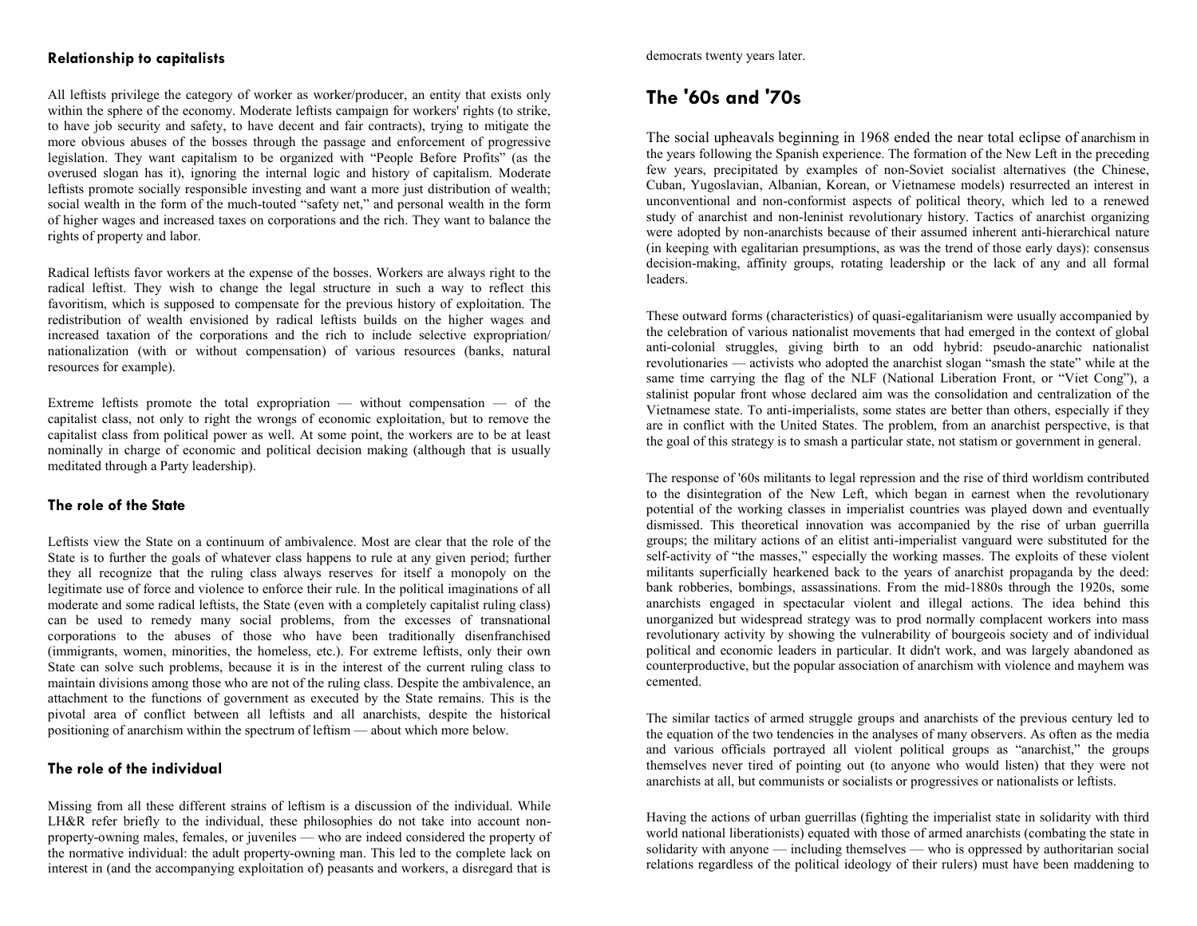### Relationship to capitalists

All leftists privilege the category of worker as worker/producer, an entity that exists only within the sphere of the economy. Moderate leftists campaign for workers' rights (to strike, to have job security and safety, to have decent and fair contracts), trying to mitigate the more obvious abuses of the bosses through the passage and enforcement of progressive legislation. They want capitalism to be organized with "People Before Profits" (as the overused slogan has it), ignoring the internal logic and history of capitalism. Moderate leftists promote socially responsible investing and want a more just distribution of wealth; social wealth in the form of the much-touted "safety net," and personal wealth in the form of higher wages and increased taxes on corporations and the rich. They want to balance the rights of property and labor.

Radical leftists favor workers at the expense of the bosses. Workers are always right to the radical leftist. They wish to change the legal structure in such a way to reflect this favoritism, which is supposed to compensate for the previous history of exploitation. The redistribution of wealth envisioned by radical leftists builds on the higher wages and increased taxation of the corporations and the rich to include selective expropriation/ nationalization (with or without compensation) of various resources (banks, natural resources for example).

Extreme leftists promote the total expropriation — without compensation — of the capitalist class, not only to right the wrongs of economic exploitation, but to remove the capitalist class from political power as well. At some point, the workers are to be at least nominally in charge of economic and political decision making (although that is usually meditated through a Party leadership).

### The role of the State

Leftists view the State on a continuum of ambivalence. Most are clear that the role of the State is to further the goals of whatever class happens to rule at any given period; further they all recognize that the ruling class always reserves for itself a monopoly on the legitimate use of force and violence to enforce their rule. In the political imaginations of all moderate and some radical leftists, the State (even with a completely capitalist ruling class) can be used to remedy many social problems, from the excesses of transnational corporations to the abuses of those who have been traditionally disenfranchised (immigrants, women, minorities, the homeless, etc.). For extreme leftists, only their own State can solve such problems, because it is in the interest of the current ruling class to maintain divisions among those who are not of the ruling class. Despite the ambivalence, an attachment to the functions of government as executed by the State remains. This is the pivotal area of conflict between all leftists and all anarchists, despite the historical positioning of anarchism within the spectrum of leftism — about which more below.

### The role of the individual

Missing from all these different strains of leftism is a discussion of the individual. While LH&R refer briefly to the individual, these philosophies do not take into account non-property-owning males, females, or juveniles — who are indeed considered the property of the normative individual: the adult property-owning man. This led to the complete lack on interest in (and the accompanying exploitation of) peasants and workers, a disregard that is democrats twenty years later.

## The '60s and '70s

The social upheavals beginning in 1968 ended the near total eclipse of anarchism in the years following the Spanish experience. The formation of the New Left in the preceding few years, precipitated by examples of non-Soviet socialist alternatives (the Chinese, Cuban, Yugoslavian, Albanian, Korean, or Vietnamese models) resurrected an interest in unconventional and non-conformist aspects of political theory, which led to a renewed study of anarchist and non-leninist revolutionary history. Tactics of anarchist organizing were adopted by non-anarchists because of their assumed inherent anti-hierarchical nature (in keeping with egalitarian presumptions, as was the trend of those early days): consensus decision-making, affinity groups, rotating leadership or the lack of any and all formal leaders.

These outward forms (characteristics) of quasi-egalitarianism were usually accompanied by the celebration of various nationalist movements that had emerged in the context of global anti-colonial struggles, giving birth to an odd hybrid: pseudo-anarchic nationalist revolutionaries — activists who adopted the anarchist slogan "smash the state" while at the same time carrying the flag of the NLF (National Liberation Front, or "Viet Cong"), a stalinist popular front whose declared aim was the consolidation and centralization of the Vietnamese state. To anti-imperialists, some states are better than others, especially if they are in conflict with the United States. The problem, from an anarchist perspective, is that the goal of this strategy is to smash a particular state, not statism or government in general.

The response of '60s militants to legal repression and the rise of third worldism contributed to the disintegration of the New Left, which began in earnest when the revolutionary potential of the working classes in imperialist countries was played down and eventually dismissed. This theoretical innovation was accompanied by the rise of urban guerrilla groups; the military actions of an elitist anti-imperialist vanguard were substituted for the self-activity of "the masses," especially the working masses. The exploits of these violent militants superficially hearkened back to the years of anarchist propaganda by the deed: bank robberies, bombings, assassinations. From the mid-1880s through the 1920s, some anarchists engaged in spectacular violent and illegal actions. The idea behind this unorganized but widespread strategy was to prod normally complacent workers into mass revolutionary activity by showing the vulnerability of bourgeois society and of individual political and economic leaders in particular. It didn't work, and was largely abandoned as counterproductive, but the popular association of anarchism with violence and mayhem was cemented.

The similar tactics of armed struggle groups and anarchists of the previous century led to the equation of the two tendencies in the analyses of many observers. As often as the media and various officials portrayed all violent political groups as "anarchist," the groups themselves never tired of pointing out (to anyone who would listen) that they were not anarchists at all, but communists or socialists or progressives or nationalists or leftists.

Having the actions of urban guerrillas (fighting the imperialist state in solidarity with third world national liberationists) equated with those of armed anarchists (combating the state in solidarity with anyone — including themselves — who is oppressed by authoritarian social relations regardless of the political ideology of their rulers) must have been maddening to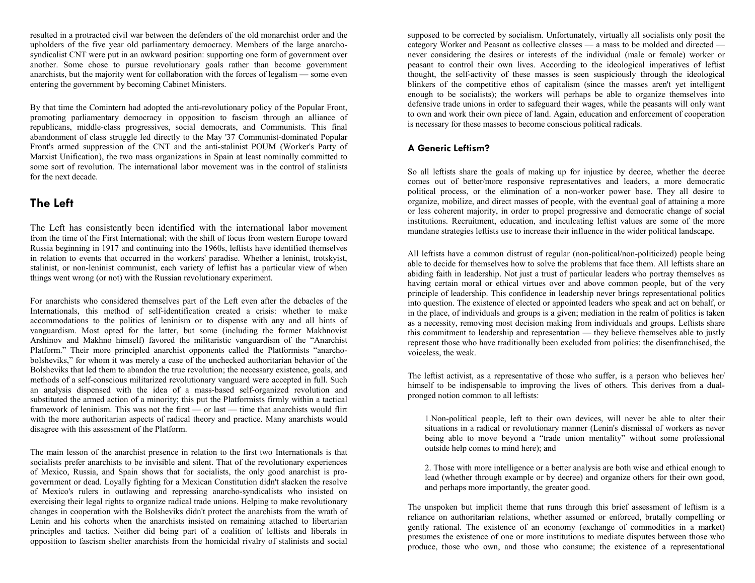resulted in a protracted civil war between the defenders of the old monarchist order and the upholders of the five year old parliamentary democracy. Members of the large anarcho-syndicalist CNT were put in an awkward position: supporting one form of government over another. Some chose to pursue revolutionary goals rather than become government anarchists, but the majority went for collaboration with the forces of legalism — some even entering the government by becoming Cabinet Ministers.

By that time the Comintern had adopted the anti-revolutionary policy of the Popular Front, promoting parliamentary democracy in opposition to fascism through an alliance of republicans, middle-class progressives, social democrats, and Communists. This final abandonment of class struggle led directly to the May '37 Communist-dominated Popular Front's armed suppression of the CNT and the anti-stalinist POUM (Worker's Party of Marxist Unification), the two mass organizations in Spain at least nominally committed to some sort of revolution. The international labor movement was in the control of stalinists for the next decade.

## The Left

The Left has consistently been identified with the international labor movement from the time of the First International; with the shift of focus from western Europe toward Russia beginning in 1917 and continuing into the 1960s, leftists have identified themselves in relation to events that occurred in the workers' paradise. Whether a leninist, trotskyist, stalinist, or non-leninist communist, each variety of leftist has a particular view of when things went wrong (or not) with the Russian revolutionary experiment.

For anarchists who considered themselves part of the Left even after the debacles of the Internationals, this method of self-identification created a crisis: whether to make accommodations to the politics of leninism or to dispense with any and all hints of vanguardism. Most opted for the latter, but some (including the former Makhnovist Arshinov and Makhno himself) favored the militaristic vanguardism of the "Anarchist Platform." Their more principled anarchist opponents called the Platformists "anarcho-bolsheviks," for whom it was merely a case of the unchecked authoritarian behavior of the Bolsheviks that led them to abandon the true revolution; the necessary existence, goals, and methods of a self-conscious militarized revolutionary vanguard were accepted in full. Such an analysis dispensed with the idea of a mass-based self-organized revolution and substituted the armed action of a minority; this put the Platformists firmly within a tactical framework of leninism. This was not the first — or last — time that anarchists would flirt with the more authoritarian aspects of radical theory and practice. Many anarchists would disagree with this assessment of the Platform.

The main lesson of the anarchist presence in relation to the first two Internationals is that socialists prefer anarchists to be invisible and silent. That of the revolutionary experiences of Mexico, Russia, and Spain shows that for socialists, the only good anarchist is pro-government or dead. Loyally fighting for a Mexican Constitution didn't slacken the resolve of Mexico's rulers in outlawing and repressing anarcho-syndicalists who insisted on exercising their legal rights to organize radical trade unions. Helping to make revolutionary changes in cooperation with the Bolsheviks didn't protect the anarchists from the wrath of Lenin and his cohorts when the anarchists insisted on remaining attached to libertarian principles and tactics. Neither did being part of a coalition of leftists and liberals in opposition to fascism shelter anarchists from the homicidal rivalry of stalinists and social supposed to be corrected by socialism. Unfortunately, virtually all socialists only posit the category Worker and Peasant as collective classes — a mass to be molded and directed — never considering the desires or interests of the individual (male or female) worker or peasant to control their own lives. According to the ideological imperatives of leftist thought, the self-activity of these masses is seen suspiciously through the ideological blinkers of the competitive ethos of capitalism (since the masses aren't yet intelligent enough to be socialists); the workers will perhaps be able to organize themselves into defensive trade unions in order to safeguard their wages, while the peasants will only want to own and work their own piece of land. Again, education and enforcement of cooperation is necessary for these masses to become conscious political radicals.

### A Generic Leftism?

So all leftists share the goals of making up for injustice by decree, whether the decree comes out of better/more responsive representatives and leaders, a more democratic political process, or the elimination of a non-worker power base. They all desire to organize, mobilize, and direct masses of people, with the eventual goal of attaining a more or less coherent majority, in order to propel progressive and democratic change of social institutions. Recruitment, education, and inculcating leftist values are some of the more mundane strategies leftists use to increase their influence in the wider political landscape.

All leftists have a common distrust of regular (non-political/non-politicized) people being able to decide for themselves how to solve the problems that face them. All leftists share an abiding faith in leadership. Not just a trust of particular leaders who portray themselves as having certain moral or ethical virtues over and above common people, but of the very principle of leadership. This confidence in leadership never brings representational politics into question. The existence of elected or appointed leaders who speak and act on behalf, or in the place, of individuals and groups is a given; mediation in the realm of politics is taken as a necessity, removing most decision making from individuals and groups. Leftists share this commitment to leadership and representation — they believe themselves able to justly represent those who have traditionally been excluded from politics: the disenfranchised, the voiceless, the weak.

The leftist activist, as a representative of those who suffer, is a person who believes her/himself to be indispensable to improving the lives of others. This derives from a dual-pronged notion common to all leftists:

1. Non-political people, left to their own devices, will never be able to alter their situations in a radical or revolutionary manner (Lenin's dismissal of workers as never being able to move beyond a "trade union mentality" without some professional outside help comes to mind here); and

2. Those with more intelligence or a better analysis are both wise and ethical enough to lead (whether through example or by decree) and organize others for their own good, and perhaps more importantly, the greater good.

The unspoken but implicit theme that runs through this brief assessment of leftism is a reliance on authoritarian relations, whether assumed or enforced, brutally compelling or gently rational. The existence of an economy (exchange of commodities in a market) presumes the existence of one or more institutions to mediate disputes between those who produce, those who own, and those who consume; the existence of a representational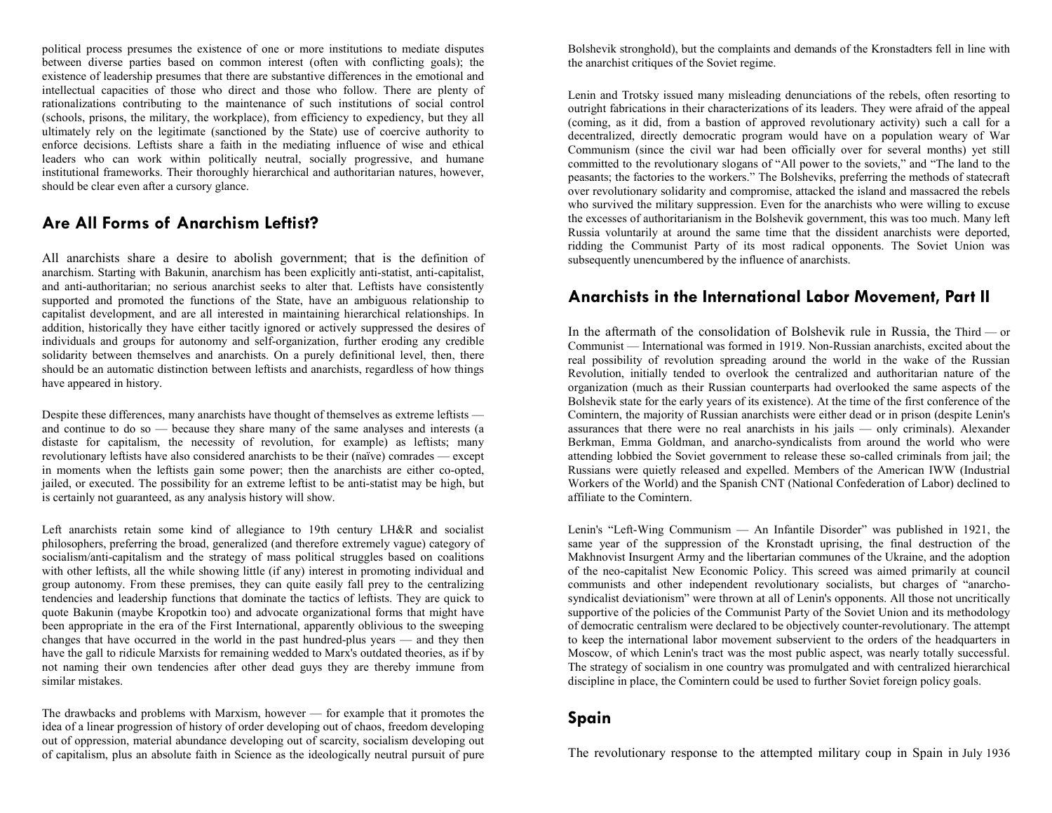political process presumes the existence of one or more institutions to mediate disputes between diverse parties based on common interest (often with conflicting goals); the existence of leadership presumes that there are substantive differences in the emotional and intellectual capacities of those who direct and those who follow. There are plenty of rationalizations contributing to the maintenance of such institutions of social control (schools, prisons, the military, the workplace), from efficiency to expediency, but they all ultimately rely on the legitimate (sanctioned by the State) use of coercive authority to enforce decisions. Leftists share a faith in the mediating influence of wise and ethical leaders who can work within politically neutral, socially progressive, and humane institutional frameworks. Their thoroughly hierarchical and authoritarian natures, however, should be clear even after a cursory glance.

## Are All Forms of Anarchism Leftist?

All anarchists share a desire to abolish government; that is the definition of anarchism. Starting with Bakunin, anarchism has been explicitly anti-statist, anti-capitalist, and anti-authoritarian; no serious anarchist seeks to alter that. Leftists have consistently supported and promoted the functions of the State, have an ambiguous relationship to capitalist development, and are all interested in maintaining hierarchical relationships. In addition, historically they have either tacitly ignored or actively suppressed the desires of individuals and groups for autonomy and self-organization, further eroding any credible solidarity between themselves and anarchists. On a purely definitional level, then, there should be an automatic distinction between leftists and anarchists, regardless of how things have appeared in history.

Despite these differences, many anarchists have thought of themselves as extreme leftists — and continue to do so — because they share many of the same analyses and interests (a distaste for capitalism, the necessity of revolution, for example) as leftists; many revolutionary leftists have also considered anarchists to be their (naïve) comrades — except in moments when the leftists gain some power; then the anarchists are either co-opted, jailed, or executed. The possibility for an extreme leftist to be anti-statist may be high, but is certainly not guaranteed, as any analysis history will show.

Left anarchists retain some kind of allegiance to 19th century LH&R and socialist philosophers, preferring the broad, generalized (and therefore extremely vague) category of socialism/anti-capitalism and the strategy of mass political struggles based on coalitions with other leftists, all the while showing little (if any) interest in promoting individual and group autonomy. From these premises, they can quite easily fall prey to the centralizing tendencies and leadership functions that dominate the tactics of leftists. They are quick to quote Bakunin (maybe Kropotkin too) and advocate organizational forms that might have been appropriate in the era of the First International, apparently oblivious to the sweeping changes that have occurred in the world in the past hundred-plus years — and they then have the gall to ridicule Marxists for remaining wedded to Marx's outdated theories, as if by not naming their own tendencies after other dead guys they are thereby immune from similar mistakes.

The drawbacks and problems with Marxism, however — for example that it promotes the idea of a linear progression of history of order developing out of chaos, freedom developing out of oppression, material abundance developing out of scarcity, socialism developing out of capitalism, plus an absolute faith in Science as the ideologically neutral pursuit of pure

Bolshevik stronghold), but the complaints and demands of the Kronstadters fell in line with the anarchist critiques of the Soviet regime.

Lenin and Trotsky issued many misleading denunciations of the rebels, often resorting to outright fabrications in their characterizations of its leaders. They were afraid of the appeal (coming, as it did, from a bastion of approved revolutionary activity) such a call for a decentralized, directly democratic program would have on a population weary of War Communism (since the civil war had been officially over for several months) yet still committed to the revolutionary slogans of "All power to the soviets," and "The land to the peasants; the factories to the workers." The Bolsheviks, preferring the methods of statecraft over revolutionary solidarity and compromise, attacked the island and massacred the rebels who survived the military suppression. Even for the anarchists who were willing to excuse the excesses of authoritarianism in the Bolshevik government, this was too much. Many left Russia voluntarily at around the same time that the dissident anarchists were deported, ridding the Communist Party of its most radical opponents. The Soviet Union was subsequently unencumbered by the influence of anarchists.

## Anarchists in the International Labor Movement, Part II

In the aftermath of the consolidation of Bolshevik rule in Russia, the Third — or Communist — International was formed in 1919. Non-Russian anarchists, excited about the real possibility of revolution spreading around the world in the wake of the Russian Revolution, initially tended to overlook the centralized and authoritarian nature of the organization (much as their Russian counterparts had overlooked the same aspects of the Bolshevik state for the early years of its existence). At the time of the first conference of the Comintern, the majority of Russian anarchists were either dead or in prison (despite Lenin's assurances that there were no real anarchists in his jails — only criminals). Alexander Berkman, Emma Goldman, and anarcho-syndicalists from around the world who were attending lobbied the Soviet government to release these so-called criminals from jail; the Russians were quietly released and expelled. Members of the American IWW (Industrial Workers of the World) and the Spanish CNT (National Confederation of Labor) declined to affiliate to the Comintern.

Lenin's "Left-Wing Communism — An Infantile Disorder" was published in 1921, the same year of the suppression of the Kronstadt uprising, the final destruction of the Makhnovist Insurgent Army and the libertarian communes of the Ukraine, and the adoption of the neo-capitalist New Economic Policy. This screed was aimed primarily at council communists and other independent revolutionary socialists, but charges of "anarcho-syndicalist deviationism" were thrown at all of Lenin's opponents. All those not uncritically supportive of the policies of the Communist Party of the Soviet Union and its methodology of democratic centralism were declared to be objectively counter-revolutionary. The attempt to keep the international labor movement subservient to the orders of the headquarters in Moscow, of which Lenin's tract was the most public aspect, was nearly totally successful. The strategy of socialism in one country was promulgated and with centralized hierarchical discipline in place, the Comintern could be used to further Soviet foreign policy goals.

## Spain

The revolutionary response to the attempted military coup in Spain in July 1936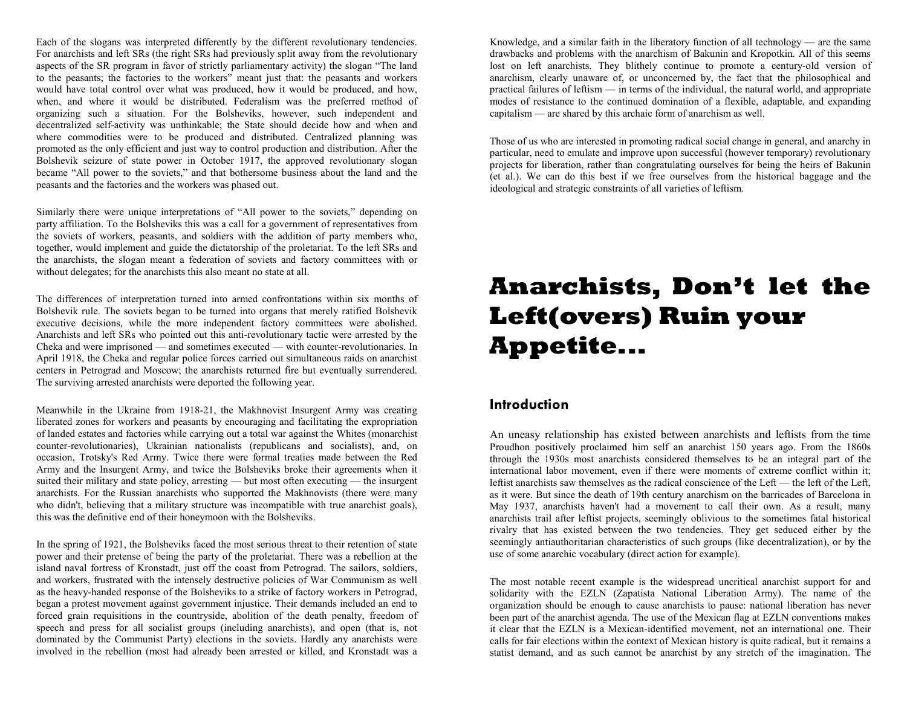Each of the slogans was interpreted differently by the different revolutionary tendencies. For anarchists and left SRs (the right SRs had previously split away from the revolutionary aspects of the SR program in favor of strictly parliamentary activity) the slogan "The land to the peasants; the factories to the workers" meant just that: the peasants and workers would have total control over what was produced, how it would be produced, and how, when, and where it would be distributed. Federalism was the preferred method of organizing such a situation. For the Bolsheviks, however, such independent and decentralized self-activity was unthinkable; the State should decide how and when and where commodities were to be produced and distributed. Centralized planning was promoted as the only efficient and just way to control production and distribution. After the Bolshevik seizure of state power in October 1917, the approved revolutionary slogan became "All power to the soviets," and that bothersome business about the land and the peasants and the factories and the workers was phased out.

Similarly there were unique interpretations of "All power to the soviets," depending on party affiliation. To the Bolsheviks this was a call for a government of representatives from the soviets of workers, peasants, and soldiers with the addition of party members who, together, would implement and guide the dictatorship of the proletariat. To the left SRs and the anarchists, the slogan meant a federation of soviets and factory committees with or without delegates; for the anarchists this also meant no state at all.

The differences of interpretation turned into armed confrontations within six months of Bolshevik rule. The soviets began to be turned into organs that merely ratified Bolshevik executive decisions, while the more independent factory committees were abolished. Anarchists and left SRs who pointed out this anti-revolutionary tactic were arrested by the Cheka and were imprisoned — and sometimes executed — with counter-revolutionaries. In April 1918, the Cheka and regular police forces carried out simultaneous raids on anarchist centers in Petrograd and Moscow; the anarchists returned fire but eventually surrendered. The surviving arrested anarchists were deported the following year.

Meanwhile in the Ukraine from 1918-21, the Makhnovist Insurgent Army was creating liberated zones for workers and peasants by encouraging and facilitating the expropriation of landed estates and factories while carrying out a total war against the Whites (monarchist counter-revolutionaries), Ukrainian nationalists (republicans and socialists), and, on occasion, Trotsky's Red Army. Twice there were formal treaties made between the Red Army and the Insurgent Army, and twice the Bolsheviks broke their agreements when it suited their military and state policy, arresting — but most often executing — the insurgent anarchists. For the Russian anarchists who supported the Makhnovists (there were many who didn't, believing that a military structure was incompatible with true anarchist goals), this was the definitive end of their honeymoon with the Bolsheviks.

In the spring of 1921, the Bolsheviks faced the most serious threat to their retention of state power and their pretense of being the party of the proletariat. There was a rebellion at the island naval fortress of Kronstadt, just off the coast from Petrograd. The sailors, soldiers, and workers, frustrated with the intensely destructive policies of War Communism as well as the heavy-handed response of the Bolsheviks to a strike of factory workers in Petrograd, began a protest movement against government injustice. Their demands included an end to forced grain requisitions in the countryside, abolition of the death penalty, freedom of speech and press for all socialist groups (including anarchists), and open (that is, not dominated by the Communist Party) elections in the soviets. Hardly any anarchists were involved in the rebellion (most had already been arrested or killed, and Kronstadt was a

Knowledge, and a similar faith in the liberatory function of all technology — are the same drawbacks and problems with the anarchism of Bakunin and Kropotkin. All of this seems lost on left anarchists. They blithely continue to promote a century-old version of anarchism, clearly unaware of, or unconcerned by, the fact that the philosophical and practical failures of leftism — in terms of the individual, the natural world, and appropriate modes of resistance to the continued domination of a flexible, adaptable, and expanding capitalism — are shared by this archaic form of anarchism as well.

Those of us who are interested in promoting radical social change in general, and anarchy in particular, need to emulate and improve upon successful (however temporary) revolutionary projects for liberation, rather than congratulating ourselves for being the heirs of Bakunin (et al.). We can do this best if we free ourselves from the historical baggage and the ideological and strategic constraints of all varieties of leftism.

# Anarchists, Don't let the Left(overs) Ruin your Appetite...

## Introduction

An uneasy relationship has existed between anarchists and leftists from the time Proudhon positively proclaimed him self an anarchist 150 years ago. From the 1860s through the 1930s most anarchists considered themselves to be an integral part of the international labor movement, even if there were moments of extreme conflict within it; leftist anarchists saw themselves as the radical conscience of the Left — the left of the Left, as it were. But since the death of 19th century anarchism on the barricades of Barcelona in May 1937, anarchists haven't had a movement to call their own. As a result, many anarchists trail after leftist projects, seemingly oblivious to the sometimes fatal historical rivalry that has existed between the two tendencies. They get seduced either by the seemingly antiauthoritarian characteristics of such groups (like decentralization), or by the use of some anarchic vocabulary (direct action for example).

The most notable recent example is the widespread uncritical anarchist support for and solidarity with the EZLN (Zapatista National Liberation Army). The name of the organization should be enough to cause anarchists to pause: national liberation has never been part of the anarchist agenda. The use of the Mexican flag at EZLN conventions makes it clear that the EZLN is a Mexican-identified movement, not an international one. Their calls for fair elections within the context of Mexican history is quite radical, but it remains a statist demand, and as such cannot be anarchist by any stretch of the imagination. The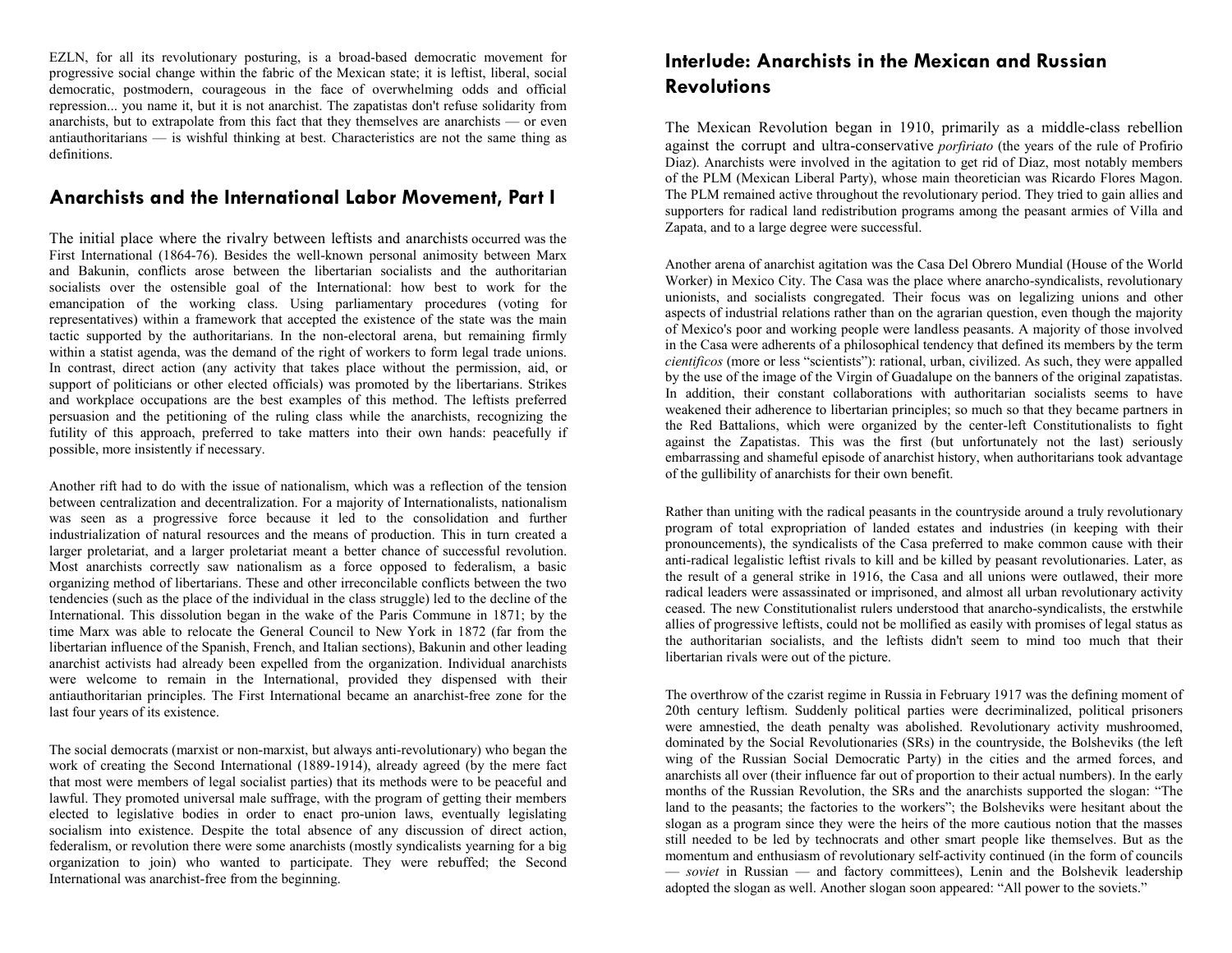EZLN, for all its revolutionary posturing, is a broad-based democratic movement for progressive social change within the fabric of the Mexican state; it is leftist, liberal, social democratic, postmodern, courageous in the face of overwhelming odds and official repression... you name it, but it is not anarchist. The zapatistas don't refuse solidarity from anarchists, but to extrapolate from this fact that they themselves are anarchists — or even antiauthoritarians — is wishful thinking at best. Characteristics are not the same thing as definitions.

## Anarchists and the International Labor Movement, Part I

The initial place where the rivalry between leftists and anarchists occurred was the First International (1864-76). Besides the well-known personal animosity between Marx and Bakunin, conflicts arose between the libertarian socialists and the authoritarian socialists over the ostensible goal of the International: how best to work for the emancipation of the working class. Using parliamentary procedures (voting for representatives) within a framework that accepted the existence of the state was the main tactic supported by the authoritarians. In the non-electoral arena, but remaining firmly within a statist agenda, was the demand of the right of workers to form legal trade unions. In contrast, direct action (any activity that takes place without the permission, aid, or support of politicians or other elected officials) was promoted by the libertarians. Strikes and workplace occupations are the best examples of this method. The leftists preferred persuasion and the petitioning of the ruling class while the anarchists, recognizing the futility of this approach, preferred to take matters into their own hands: peacefully if possible, more insistently if necessary.

Another rift had to do with the issue of nationalism, which was a reflection of the tension between centralization and decentralization. For a majority of Internationalists, nationalism was seen as a progressive force because it led to the consolidation and further industrialization of natural resources and the means of production. This in turn created a larger proletariat, and a larger proletariat meant a better chance of successful revolution. Most anarchists correctly saw nationalism as a force opposed to federalism, a basic organizing method of libertarians. These and other irreconcilable conflicts between the two tendencies (such as the place of the individual in the class struggle) led to the decline of the International. This dissolution began in the wake of the Paris Commune in 1871; by the time Marx was able to relocate the General Council to New York in 1872 (far from the libertarian influence of the Spanish, French, and Italian sections), Bakunin and other leading anarchist activists had already been expelled from the organization. Individual anarchists were welcome to remain in the International, provided they dispensed with their antiauthoritarian principles. The First International became an anarchist-free zone for the last four years of its existence.

The social democrats (marxist or non-marxist, but always anti-revolutionary) who began the work of creating the Second International (1889-1914), already agreed (by the mere fact that most were members of legal socialist parties) that its methods were to be peaceful and lawful. They promoted universal male suffrage, with the program of getting their members elected to legislative bodies in order to enact pro-union laws, eventually legislating socialism into existence. Despite the total absence of any discussion of direct action, federalism, or revolution there were some anarchists (mostly syndicalists yearning for a big organization to join) who wanted to participate. They were rebuffed; the Second International was anarchist-free from the beginning.

## Interlude: Anarchists in the Mexican and Russian Revolutions

The Mexican Revolution began in 1910, primarily as a middle-class rebellion against the corrupt and ultra-conservative *porfiriato* (the years of the rule of Profirio Diaz). Anarchists were involved in the agitation to get rid of Diaz, most notably members of the PLM (Mexican Liberal Party), whose main theoretician was Ricardo Flores Magon. The PLM remained active throughout the revolutionary period. They tried to gain allies and supporters for radical land redistribution programs among the peasant armies of Villa and Zapata, and to a large degree were successful.

Another arena of anarchist agitation was the Casa Del Obrero Mundial (House of the World Worker) in Mexico City. The Casa was the place where anarcho-syndicalists, revolutionary unionists, and socialists congregated. Their focus was on legalizing unions and other aspects of industrial relations rather than on the agrarian question, even though the majority of Mexico's poor and working people were landless peasants. A majority of those involved in the Casa were adherents of a philosophical tendency that defined its members by the term *cientificos* (more or less "scientists"): rational, urban, civilized. As such, they were appalled by the use of the image of the Virgin of Guadalupe on the banners of the original zapatistas. In addition, their constant collaborations with authoritarian socialists seems to have weakened their adherence to libertarian principles; so much so that they became partners in the Red Battalions, which were organized by the center-left Constitutionalists to fight against the Zapatistas. This was the first (but unfortunately not the last) seriously embarrassing and shameful episode of anarchist history, when authoritarians took advantage of the gullibility of anarchists for their own benefit.

Rather than uniting with the radical peasants in the countryside around a truly revolutionary program of total expropriation of landed estates and industries (in keeping with their pronouncements), the syndicalists of the Casa preferred to make common cause with their anti-radical legalistic leftist rivals to kill and be killed by peasant revolutionaries. Later, as the result of a general strike in 1916, the Casa and all unions were outlawed, their more radical leaders were assassinated or imprisoned, and almost all urban revolutionary activity ceased. The new Constitutionalist rulers understood that anarcho-syndicalists, the erstwhile allies of progressive leftists, could not be mollified as easily with promises of legal status as the authoritarian socialists, and the leftists didn't seem to mind too much that their libertarian rivals were out of the picture.

The overthrow of the czarist regime in Russia in February 1917 was the defining moment of 20th century leftism. Suddenly political parties were decriminalized, political prisoners were amnestied, the death penalty was abolished. Revolutionary activity mushroomed, dominated by the Social Revolutionaries (SRs) in the countryside, the Bolsheviks (the left wing of the Russian Social Democratic Party) in the cities and the armed forces, and anarchists all over (their influence far out of proportion to their actual numbers). In the early months of the Russian Revolution, the SRs and the anarchists supported the slogan: "The land to the peasants; the factories to the workers"; the Bolsheviks were hesitant about the slogan as a program since they were the heirs of the more cautious notion that the masses still needed to be led by technocrats and other smart people like themselves. But as the momentum and enthusiasm of revolutionary self-activity continued (in the form of councils — *soviet* in Russian — and factory committees), Lenin and the Bolshevik leadership adopted the slogan as well. Another slogan soon appeared: "All power to the soviets."